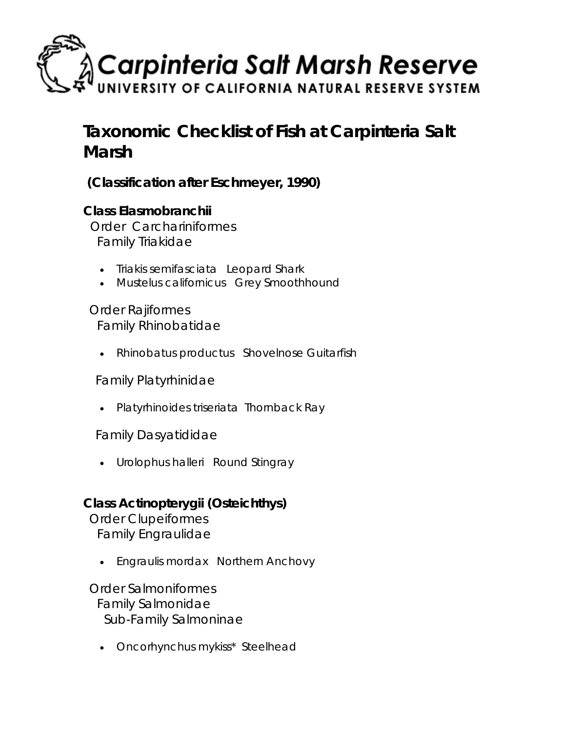# Carpinteria Salt Marsh Reserve

UNIVERSITY OF CALIFORNIA NATURAL RESERVE SYSTEM

## Taxonomic Checklist of Fish at Carpinteria Salt Marsh

**(Classification after Eschmeyer, 1990)**

**Class Elasmobranchii**

Order Carchariniformes

Family Triakidae

- *Triakis semifasciata* Leopard Shark
- *Mustelus californicus* Grey Smoothhound

Order Rajiformes

Family Rhinobatidae

- *Rhinobatus productus* Shovelnose Guitarfish

Family Platyrhinidae

- *Platyrhinoides triseriata* Thornback Ray

Family Dasyatididae

- *Urolophus halleri* Round Stingray

**Class Actinopterygii (Osteichthys)**

Order Clupeiformes

Family Engraulidae

- *Engraulis mordax* Northern Anchovy

Order Salmoniformes

Family Salmonidae

Sub-Family Salmoninae

- *Oncorhynchus mykiss** Steelhead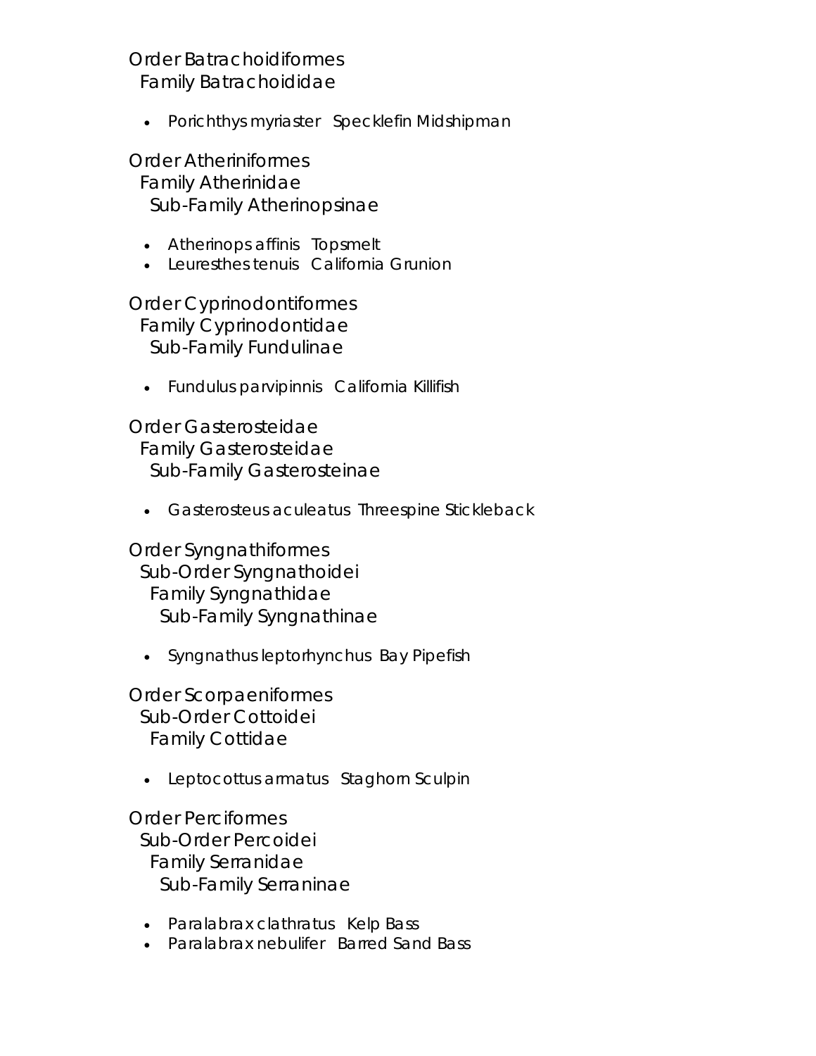Order Batrachoidiformes
  Family Batrachoididae

- Porichthys myriaster  Specklefin Midshipman

Order Atheriniformes
  Family Atherinidae
    Sub-Family Atherinopsinae

- Atherinops affinis  Topsmelt
- Leuresthes tenuis  California Grunion

Order Cyprinodontiformes
  Family Cyprinodontidae
    Sub-Family Fundulinae

- Fundulus parvipinnis  California Killifish

Order Gasterosteidae
  Family Gasterosteidae
    Sub-Family Gasterosteinae

- Gasterosteus aculeatus  Threespine Stickleback

Order Syngnathiformes
  Sub-Order Syngnathoidei
    Family Syngnathidae
      Sub-Family Syngnathinae

- Syngnathus leptorhynchus  Bay Pipefish

Order Scorpaeniformes
  Sub-Order Cottoidei
    Family Cottidae

- Leptocottus armatus  Staghorn Sculpin

Order Perciformes
  Sub-Order Percoidei
    Family Serranidae
      Sub-Family Serraninae

- Paralabrax clathratus  Kelp Bass
- Paralabrax nebulifer  Barred Sand Bass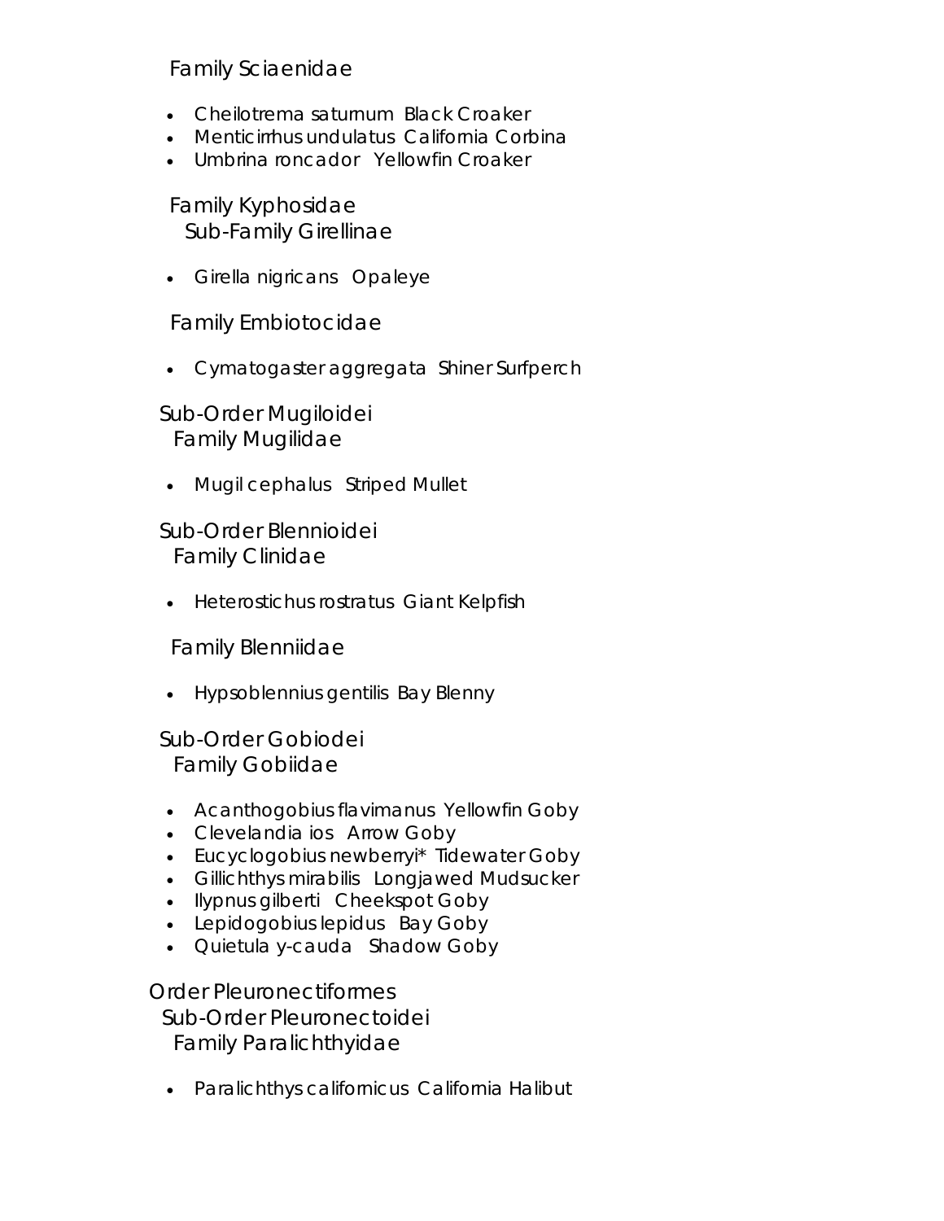Family Sciaenidae

- Cheilotrema saturnum  Black Croaker
- Menticirrhus undulatus  California Corbina
- Umbrina roncador  Yellowfin Croaker

Family Kyphosidae
Sub-Family Girellinae

- Girella nigricans  Opaleye

Family Embiotocidae

- Cymatogaster aggregata  Shiner Surfperch

Sub-Order Mugiloidei
Family Mugilidae

- Mugil cephalus  Striped Mullet

Sub-Order Blennioidei
Family Clinidae

- Heterostichus rostratus  Giant Kelpfish

Family Blenniidae

- Hypsoblennius gentilis  Bay Blenny

Sub-Order Gobiodei
Family Gobiidae

- Acanthogobius flavimanus  Yellowfin Goby
- Clevelandia ios  Arrow Goby
- Eucyclogobius newberryi*  Tidewater Goby
- Gillichthys mirabilis  Longjawed Mudsucker
- Ilypnus gilberti  Cheekspot Goby
- Lepidogobius lepidus  Bay Goby
- Quietula y-cauda  Shadow Goby

Order Pleuronectiformes
Sub-Order Pleuronectoidei
Family Paralichthyidae

- Paralichthys californicus  California Halibut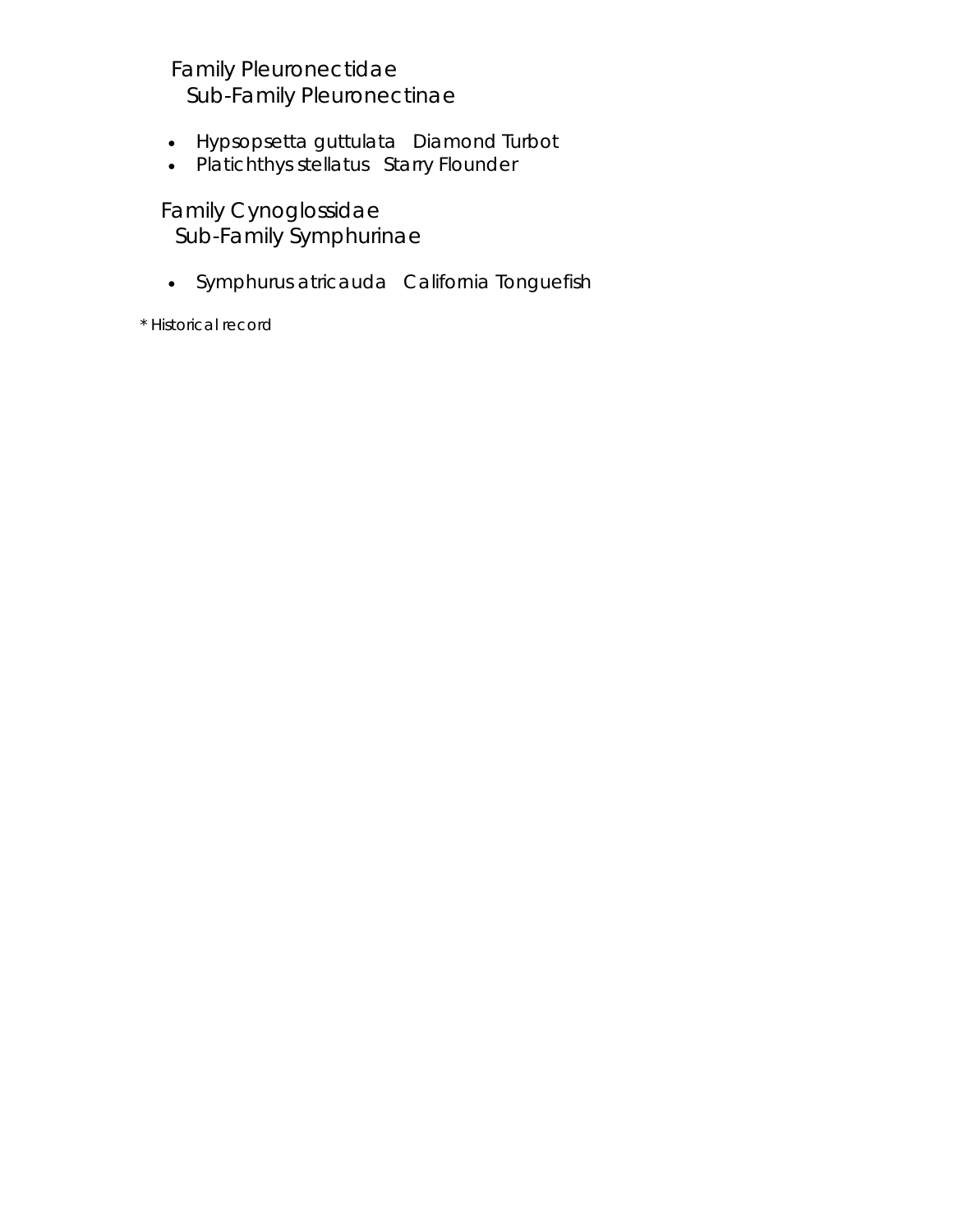Family Pleuronectidae

Sub-Family Pleuronectinae

- Hypsopsetta guttulata   Diamond Turbot
- Platichthys stellatus   Starry Flounder

Family Cynoglossidae

Sub-Family Symphurinae

- Symphurus atricauda   California Tonguefish

\* Historical record